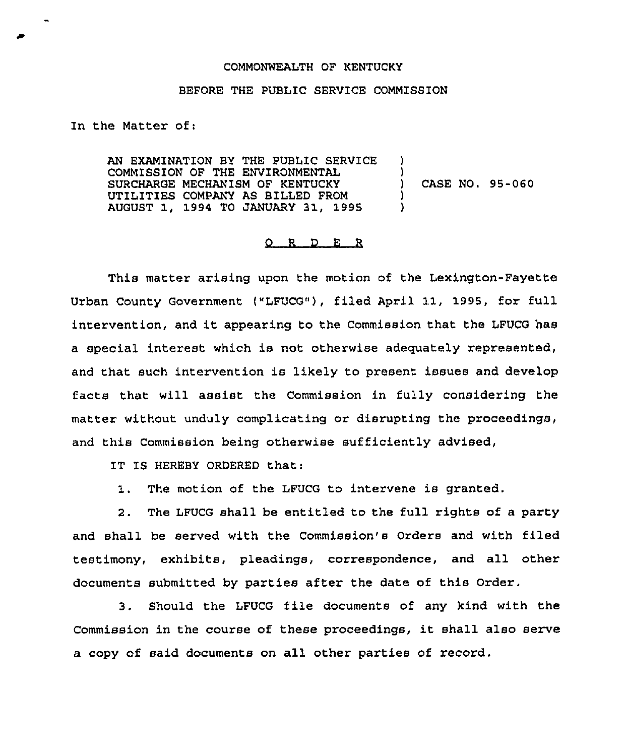COMMONWEALTH OF KENTUCKY

BEFORE THE PUBLIC SERVICE COMMISSION

In the Matter of:

| | | |
|---|---|---|
| AN EXAMINATION BY THE PUBLIC SERVICE COMMISSION OF THE ENVIRONMENTAL SURCHARGE MECHANISM OF KENTUCKY UTILITIES COMPANY AS BILLED FROM AUGUST 1, 1994 TO JANUARY 31, 1995 | ) | CASE NO. 95-060 |

## O R D E R

This matter arising upon the motion of the Lexington-Fayette Urban County Government ("LFUCG"), filed April 11, 1995, for full intervention, and it appearing to the Commission that the LFUCG has a special interest which is not otherwise adequately represented, and that such intervention is likely to present issues and develop facts that will assist the Commission in fully considering the matter without unduly complicating or disrupting the proceedings, and this Commission being otherwise sufficiently advised,

IT IS HEREBY ORDERED that:

1. The motion of the LFUCG to intervene is granted.

2. The LFUCG shall be entitled to the full rights of a party and shall be served with the Commission's Orders and with filed testimony, exhibits, pleadings, correspondence, and all other documents submitted by parties after the date of this Order.

3. Should the LFUCG file documents of any kind with the Commission in the course of these proceedings, it shall also serve a copy of said documents on all other parties of record.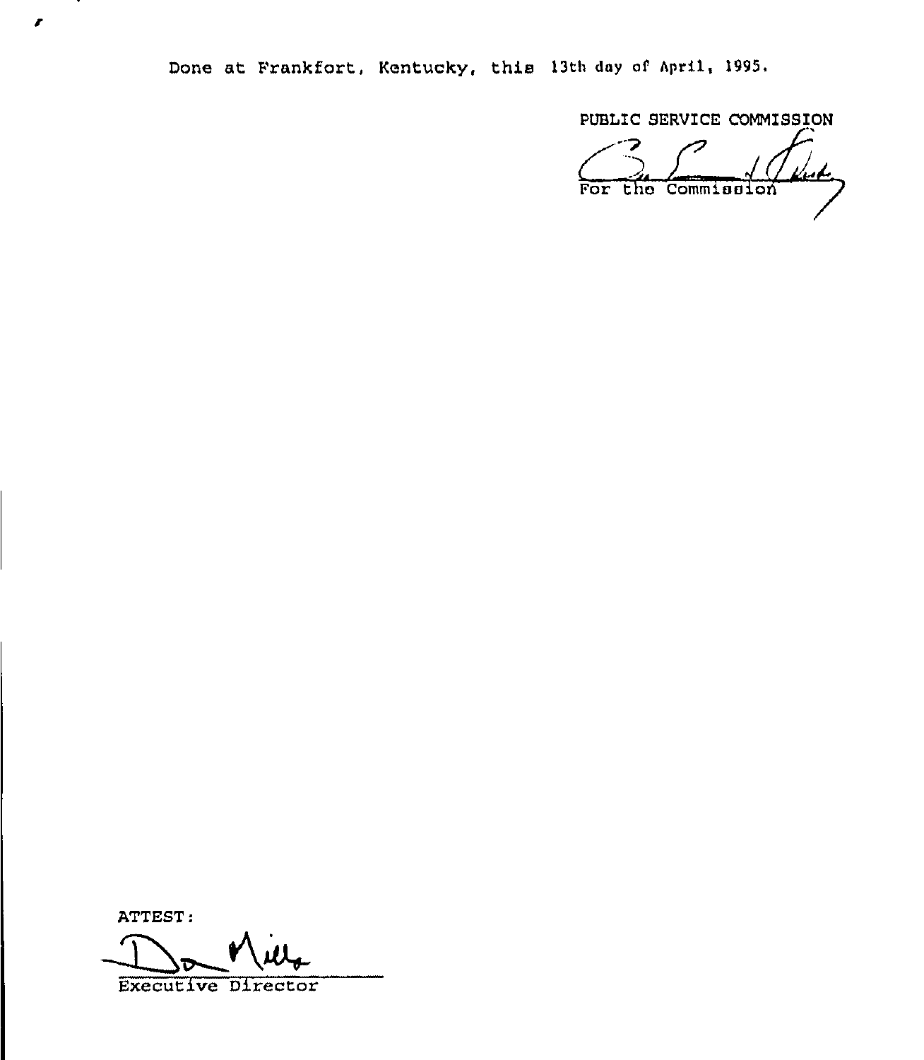Done at Frankfort, Kentucky, this 13th day of April, 1995.

PUBLIC SERVICE COMMISSION

For the Commission

ATTEST:

Executive Director